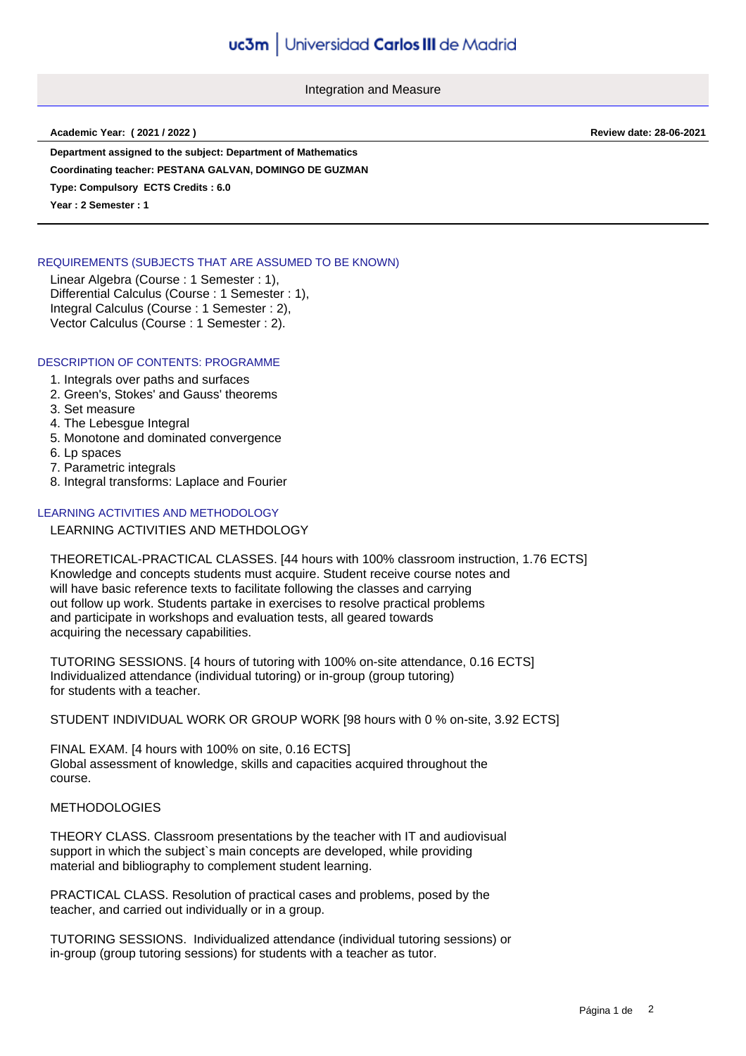uc3m | Universidad Carlos III de Madrid

# Integration and Measure

**Academic Year: ( 2021 / 2022 )** **Review date: 28-06-2021**

**Department assigned to the subject: Department of Mathematics**

**Coordinating teacher: PESTANA GALVAN, DOMINGO DE GUZMAN**

**Type: Compulsory ECTS Credits : 6.0**

**Year : 2 Semester : 1**

## REQUIREMENTS (SUBJECTS THAT ARE ASSUMED TO BE KNOWN)

Linear Algebra (Course : 1 Semester : 1),
Differential Calculus (Course : 1 Semester : 1),
Integral Calculus (Course : 1 Semester : 2),
Vector Calculus (Course : 1 Semester : 2).

## DESCRIPTION OF CONTENTS: PROGRAMME

1. Integrals over paths and surfaces
2. Green's, Stokes' and Gauss' theorems
3. Set measure
4. The Lebesgue Integral
5. Monotone and dominated convergence
6. Lp spaces
7. Parametric integrals
8. Integral transforms: Laplace and Fourier

## LEARNING ACTIVITIES AND METHODOLOGY

LEARNING ACTIVITIES AND METHDOLOGY

THEORETICAL-PRACTICAL CLASSES. [44 hours with 100% classroom instruction, 1.76 ECTS]
Knowledge and concepts students must acquire. Student receive course notes and will have basic reference texts to facilitate following the classes and carrying out follow up work. Students partake in exercises to resolve practical problems and participate in workshops and evaluation tests, all geared towards acquiring the necessary capabilities.

TUTORING SESSIONS. [4 hours of tutoring with 100% on-site attendance, 0.16 ECTS]
Individualized attendance (individual tutoring) or in-group (group tutoring) for students with a teacher.

STUDENT INDIVIDUAL WORK OR GROUP WORK [98 hours with 0 % on-site, 3.92 ECTS]

FINAL EXAM. [4 hours with 100% on site, 0.16 ECTS]
Global assessment of knowledge, skills and capacities acquired throughout the course.

METHODOLOGIES

THEORY CLASS. Classroom presentations by the teacher with IT and audiovisual support in which the subject`s main concepts are developed, while providing material and bibliography to complement student learning.

PRACTICAL CLASS. Resolution of practical cases and problems, posed by the teacher, and carried out individually or in a group.

TUTORING SESSIONS. Individualized attendance (individual tutoring sessions) or in-group (group tutoring sessions) for students with a teacher as tutor.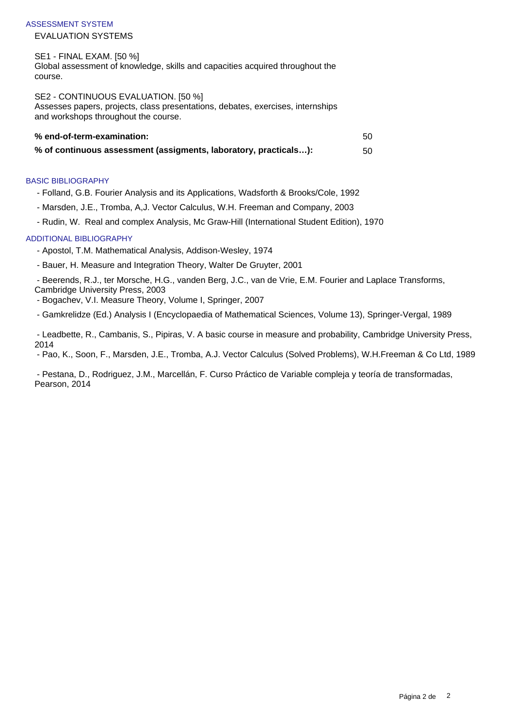## ASSESSMENT SYSTEM

EVALUATION SYSTEMS

SE1 - FINAL EXAM. [50 %]
Global assessment of knowledge, skills and capacities acquired throughout the course.

SE2 - CONTINUOUS EVALUATION. [50 %]
Assesses papers, projects, class presentations, debates, exercises, internships and workshops throughout the course.

| | |
|---|---|
| **% end-of-term-examination:** | 50 |
| **% of continuous assessment (assigments, laboratory, practicals…):** | 50 |

## BASIC BIBLIOGRAPHY

- Folland, G.B. Fourier Analysis and its Applications, Wadsforth & Brooks/Cole, 1992
- Marsden, J.E., Tromba, A,J. Vector Calculus, W.H. Freeman and Company, 2003
- Rudin, W. Real and complex Analysis, Mc Graw-Hill (International Student Edition), 1970

## ADDITIONAL BIBLIOGRAPHY

- Apostol, T.M. Mathematical Analysis, Addison-Wesley, 1974
- Bauer, H. Measure and Integration Theory, Walter De Gruyter, 2001
- Beerends, R.J., ter Morsche, H.G., vanden Berg, J.C., van de Vrie, E.M. Fourier and Laplace Transforms, Cambridge University Press, 2003
- Bogachev, V.I. Measure Theory, Volume I, Springer, 2007
- Gamkrelidze (Ed.) Analysis I (Encyclopaedia of Mathematical Sciences, Volume 13), Springer-Vergal, 1989
- Leadbette, R., Cambanis, S., Pipiras, V. A basic course in measure and probability, Cambridge University Press, 2014
- Pao, K., Soon, F., Marsden, J.E., Tromba, A.J. Vector Calculus (Solved Problems), W.H.Freeman & Co Ltd, 1989
- Pestana, D., Rodriguez, J.M., Marcellán, F. Curso Práctico de Variable compleja y teoría de transformadas, Pearson, 2014